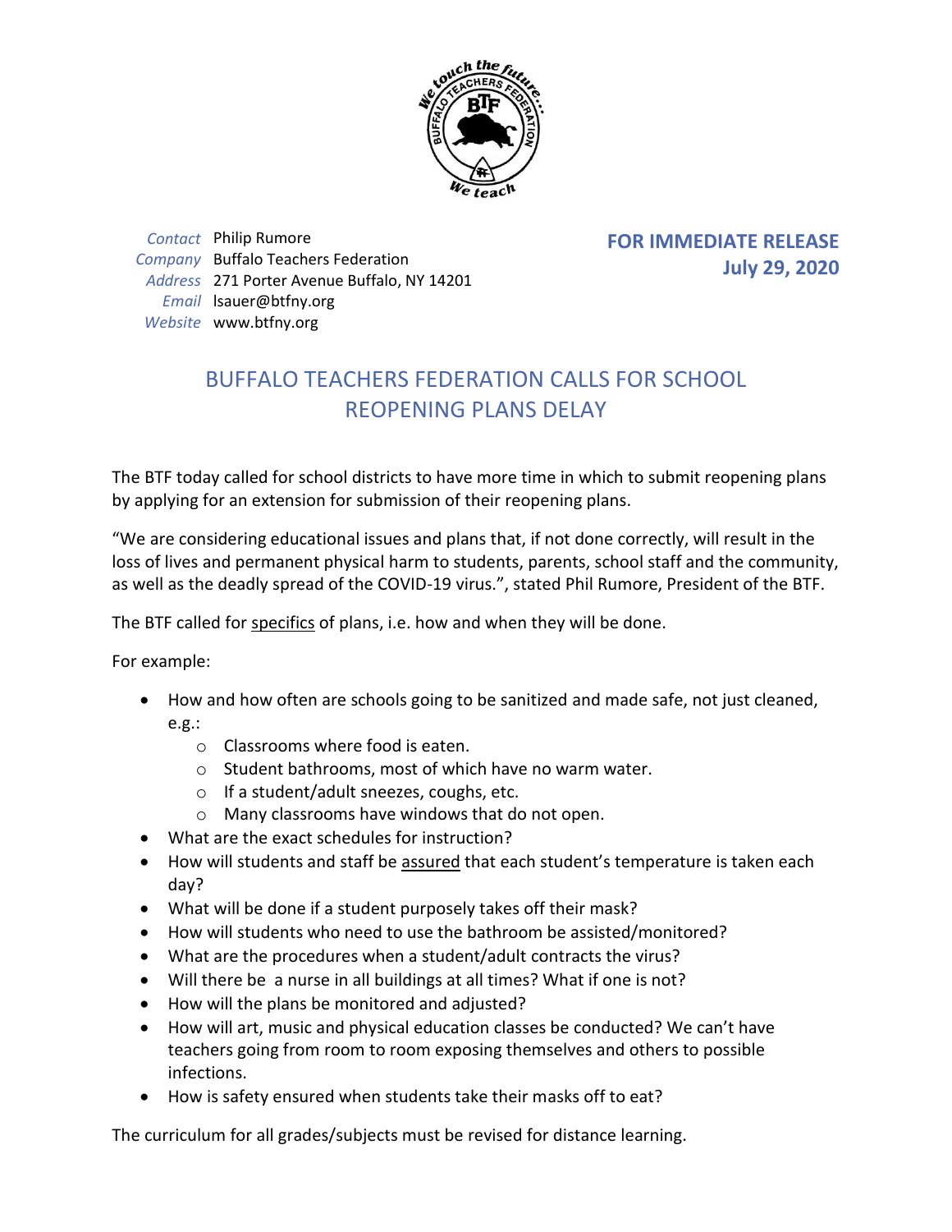Contact Philip Rumore
Company Buffalo Teachers Federation
Address 271 Porter Avenue Buffalo, NY 14201
Email lsauer@btfny.org
Website www.btfny.org

**FOR IMMEDIATE RELEASE**
**July 29, 2020**

# BUFFALO TEACHERS FEDERATION CALLS FOR SCHOOL REOPENING PLANS DELAY

The BTF today called for school districts to have more time in which to submit reopening plans by applying for an extension for submission of their reopening plans.

"We are considering educational issues and plans that, if not done correctly, will result in the loss of lives and permanent physical harm to students, parents, school staff and the community, as well as the deadly spread of the COVID-19 virus.", stated Phil Rumore, President of the BTF.

The BTF called for <u>specifics</u> of plans, i.e. how and when they will be done.

For example:

- How and how often are schools going to be sanitized and made safe, not just cleaned, e.g.:
  - Classrooms where food is eaten.
  - Student bathrooms, most of which have no warm water.
  - If a student/adult sneezes, coughs, etc.
  - Many classrooms have windows that do not open.
- What are the exact schedules for instruction?
- How will students and staff be <u>assured</u> that each student's temperature is taken each day?
- What will be done if a student purposely takes off their mask?
- How will students who need to use the bathroom be assisted/monitored?
- What are the procedures when a student/adult contracts the virus?
- Will there be a nurse in all buildings at all times? What if one is not?
- How will the plans be monitored and adjusted?
- How will art, music and physical education classes be conducted? We can't have teachers going from room to room exposing themselves and others to possible infections.
- How is safety ensured when students take their masks off to eat?

The curriculum for all grades/subjects must be revised for distance learning.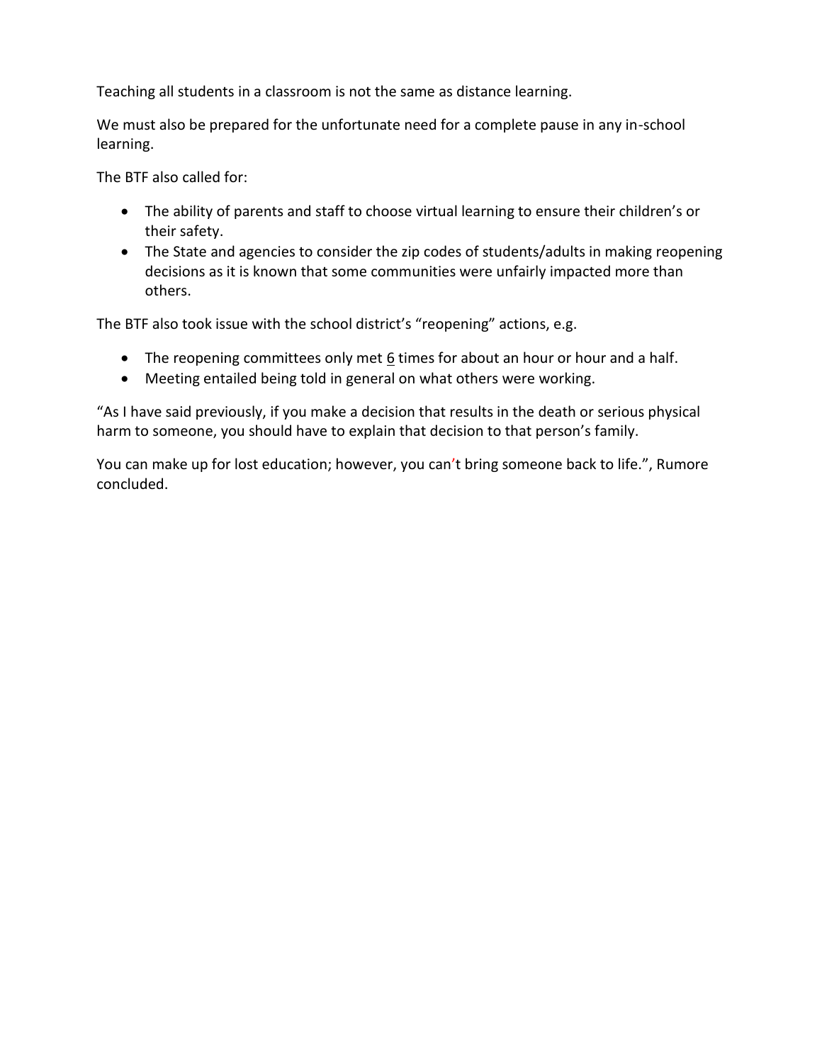Teaching all students in a classroom is not the same as distance learning.

We must also be prepared for the unfortunate need for a complete pause in any in-school learning.

The BTF also called for:

- The ability of parents and staff to choose virtual learning to ensure their children's or their safety.
- The State and agencies to consider the zip codes of students/adults in making reopening decisions as it is known that some communities were unfairly impacted more than others.

The BTF also took issue with the school district's "reopening" actions, e.g.

- The reopening committees only met 6 times for about an hour or hour and a half.
- Meeting entailed being told in general on what others were working.

"As I have said previously, if you make a decision that results in the death or serious physical harm to someone, you should have to explain that decision to that person's family.

You can make up for lost education; however, you can't bring someone back to life.", Rumore concluded.